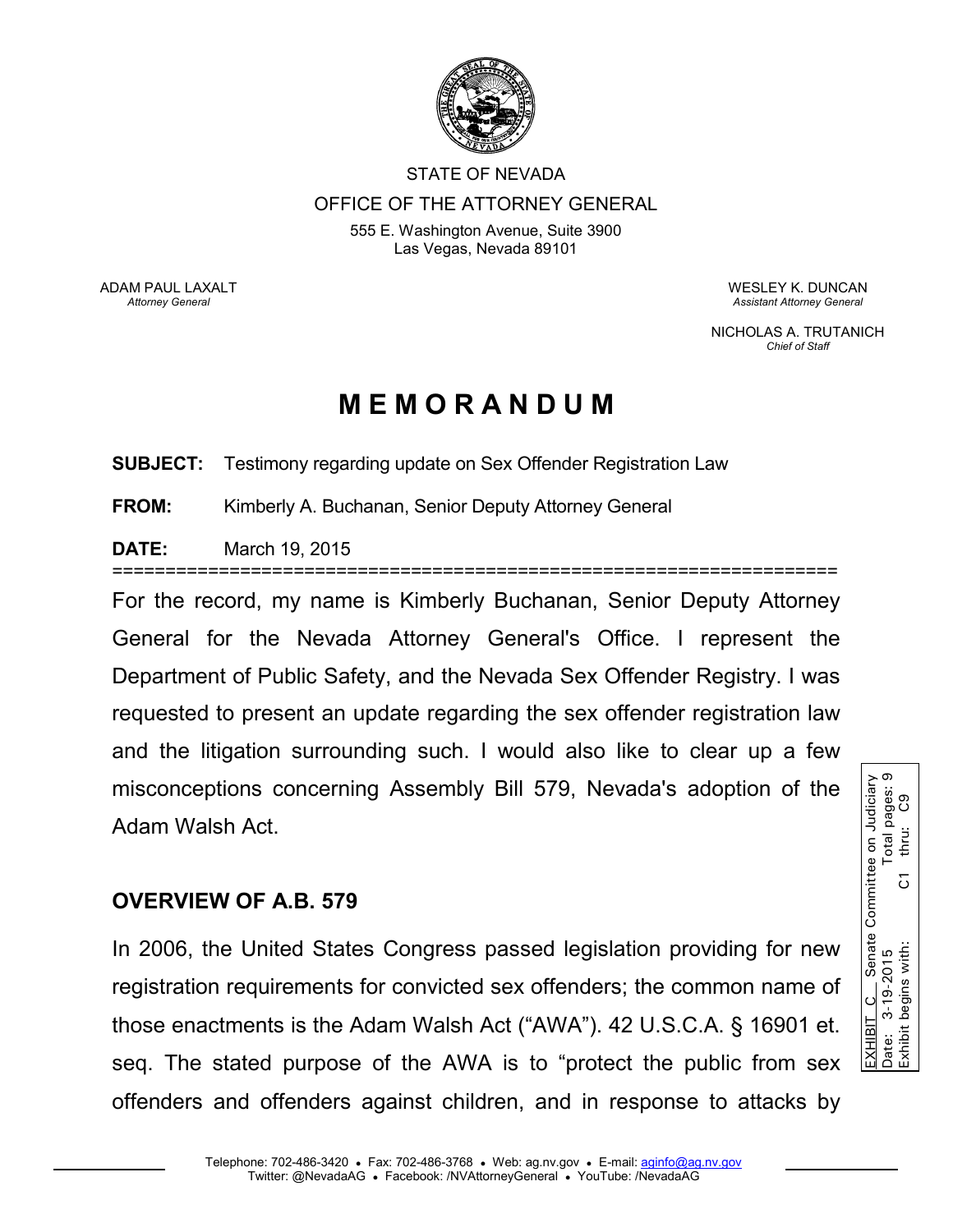STATE OF NEVADA

OFFICE OF THE ATTORNEY GENERAL

555 E. Washington Avenue, Suite 3900
Las Vegas, Nevada 89101

ADAM PAUL LAXALT
*Attorney General*

WESLEY K. DUNCAN
*Assistant Attorney General*

NICHOLAS A. TRUTANICH
*Chief of Staff*

EXHIBIT C Senate Committee on Judiciary
Date: 3-19-2015 Total pages: 9
Exhibit begins with: C1 thru: C9

# MEMORANDUM

**SUBJECT:** Testimony regarding update on Sex Offender Registration Law

**FROM:** Kimberly A. Buchanan, Senior Deputy Attorney General

**DATE:** March 19, 2015

---

For the record, my name is Kimberly Buchanan, Senior Deputy Attorney General for the Nevada Attorney General's Office. I represent the Department of Public Safety, and the Nevada Sex Offender Registry. I was requested to present an update regarding the sex offender registration law and the litigation surrounding such. I would also like to clear up a few misconceptions concerning Assembly Bill 579, Nevada's adoption of the Adam Walsh Act.

## OVERVIEW OF A.B. 579

In 2006, the United States Congress passed legislation providing for new registration requirements for convicted sex offenders; the common name of those enactments is the Adam Walsh Act ("AWA"). 42 U.S.C.A. § 16901 et. seq. The stated purpose of the AWA is to "protect the public from sex offenders and offenders against children, and in response to attacks by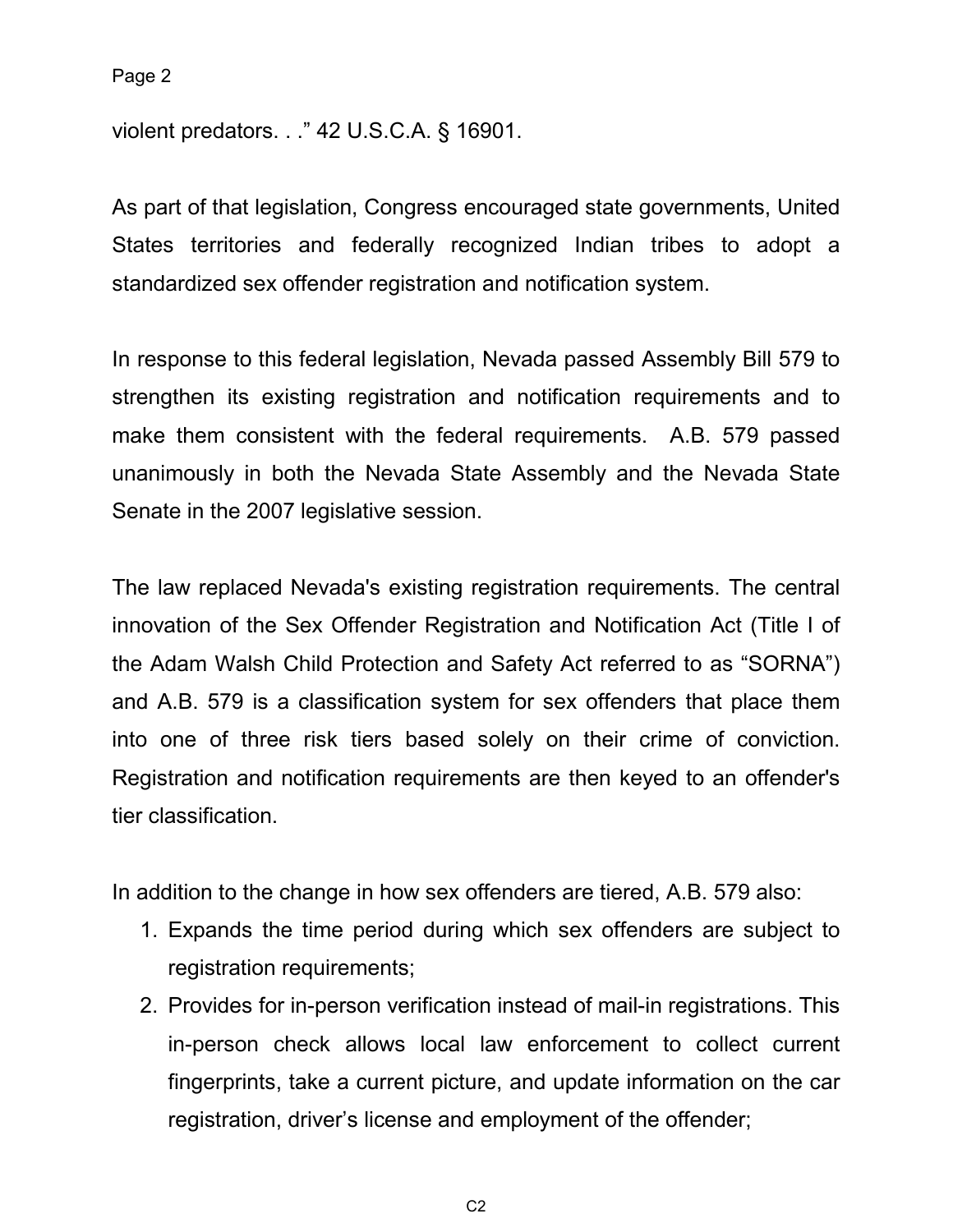violent predators. . ." 42 U.S.C.A. § 16901.

As part of that legislation, Congress encouraged state governments, United States territories and federally recognized Indian tribes to adopt a standardized sex offender registration and notification system.

In response to this federal legislation, Nevada passed Assembly Bill 579 to strengthen its existing registration and notification requirements and to make them consistent with the federal requirements. A.B. 579 passed unanimously in both the Nevada State Assembly and the Nevada State Senate in the 2007 legislative session.

The law replaced Nevada's existing registration requirements. The central innovation of the Sex Offender Registration and Notification Act (Title I of the Adam Walsh Child Protection and Safety Act referred to as "SORNA") and A.B. 579 is a classification system for sex offenders that place them into one of three risk tiers based solely on their crime of conviction. Registration and notification requirements are then keyed to an offender's tier classification.

In addition to the change in how sex offenders are tiered, A.B. 579 also:

1. Expands the time period during which sex offenders are subject to registration requirements;
2. Provides for in-person verification instead of mail-in registrations. This in-person check allows local law enforcement to collect current fingerprints, take a current picture, and update information on the car registration, driver's license and employment of the offender;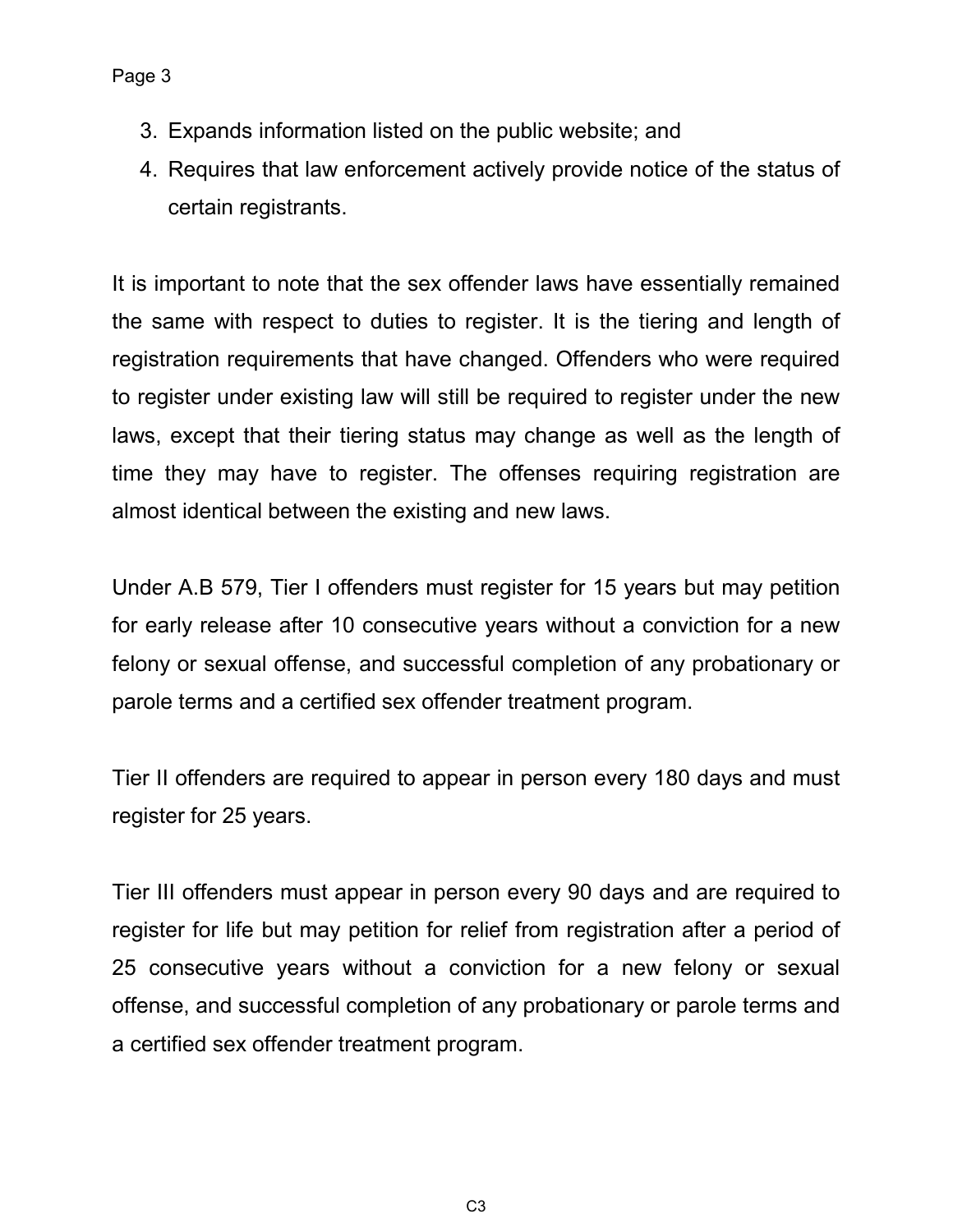3. Expands information listed on the public website; and
4. Requires that law enforcement actively provide notice of the status of certain registrants.

It is important to note that the sex offender laws have essentially remained the same with respect to duties to register. It is the tiering and length of registration requirements that have changed. Offenders who were required to register under existing law will still be required to register under the new laws, except that their tiering status may change as well as the length of time they may have to register. The offenses requiring registration are almost identical between the existing and new laws.

Under A.B 579, Tier I offenders must register for 15 years but may petition for early release after 10 consecutive years without a conviction for a new felony or sexual offense, and successful completion of any probationary or parole terms and a certified sex offender treatment program.

Tier II offenders are required to appear in person every 180 days and must register for 25 years.

Tier III offenders must appear in person every 90 days and are required to register for life but may petition for relief from registration after a period of 25 consecutive years without a conviction for a new felony or sexual offense, and successful completion of any probationary or parole terms and a certified sex offender treatment program.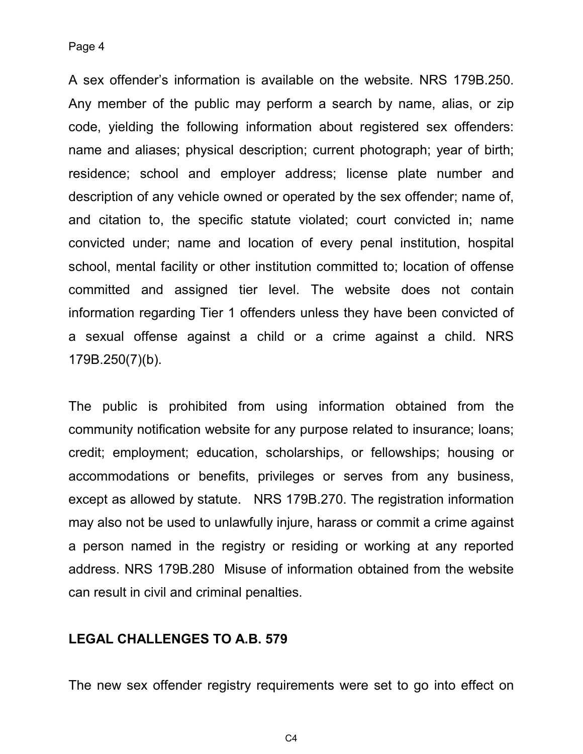A sex offender's information is available on the website. NRS 179B.250. Any member of the public may perform a search by name, alias, or zip code, yielding the following information about registered sex offenders: name and aliases; physical description; current photograph; year of birth; residence; school and employer address; license plate number and description of any vehicle owned or operated by the sex offender; name of, and citation to, the specific statute violated; court convicted in; name convicted under; name and location of every penal institution, hospital school, mental facility or other institution committed to; location of offense committed and assigned tier level. The website does not contain information regarding Tier 1 offenders unless they have been convicted of a sexual offense against a child or a crime against a child. NRS 179B.250(7)(b).

The public is prohibited from using information obtained from the community notification website for any purpose related to insurance; loans; credit; employment; education, scholarships, or fellowships; housing or accommodations or benefits, privileges or serves from any business, except as allowed by statute. NRS 179B.270. The registration information may also not be used to unlawfully injure, harass or commit a crime against a person named in the registry or residing or working at any reported address. NRS 179B.280 Misuse of information obtained from the website can result in civil and criminal penalties.

**LEGAL CHALLENGES TO A.B. 579**

The new sex offender registry requirements were set to go into effect on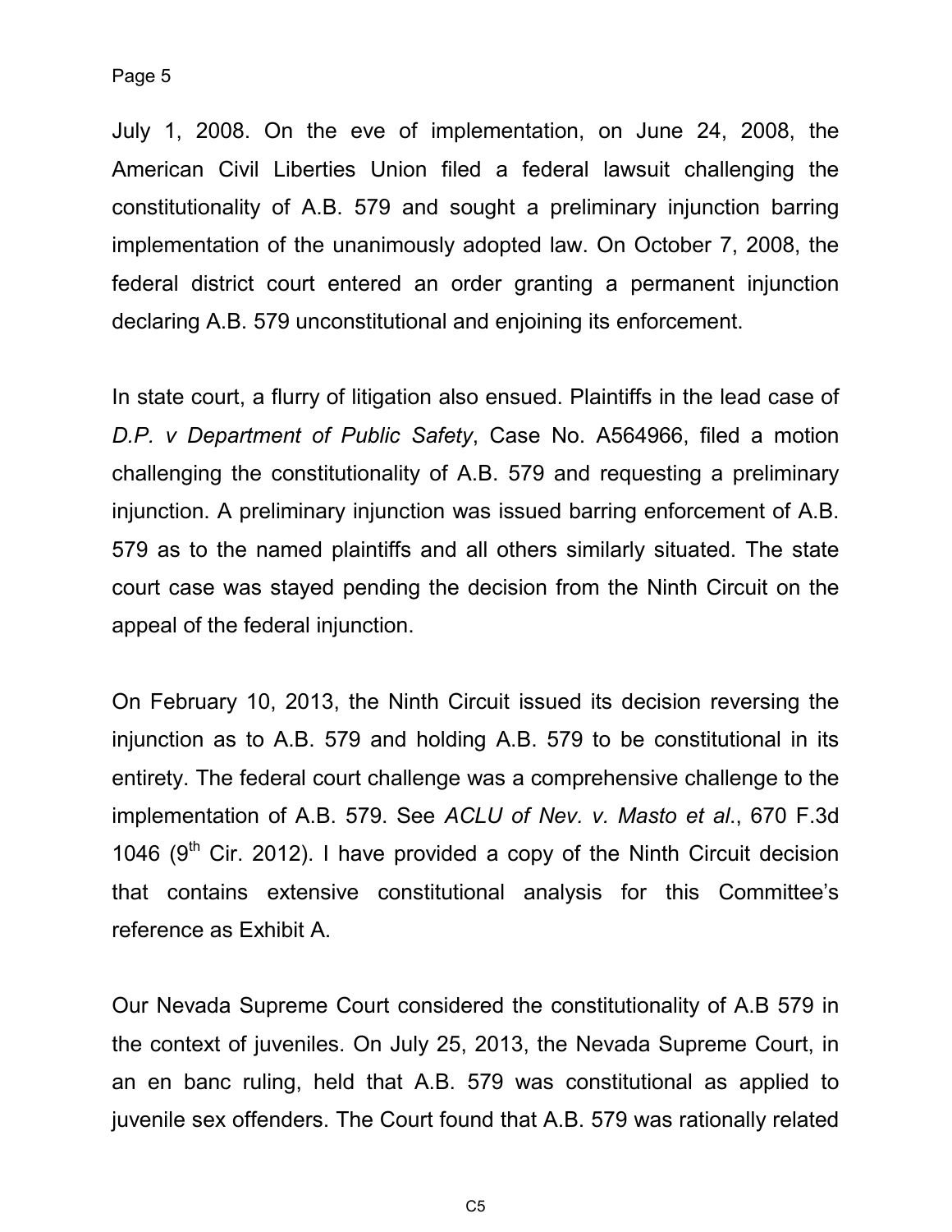July 1, 2008. On the eve of implementation, on June 24, 2008, the American Civil Liberties Union filed a federal lawsuit challenging the constitutionality of A.B. 579 and sought a preliminary injunction barring implementation of the unanimously adopted law. On October 7, 2008, the federal district court entered an order granting a permanent injunction declaring A.B. 579 unconstitutional and enjoining its enforcement.

In state court, a flurry of litigation also ensued. Plaintiffs in the lead case of *D.P. v Department of Public Safety*, Case No. A564966, filed a motion challenging the constitutionality of A.B. 579 and requesting a preliminary injunction. A preliminary injunction was issued barring enforcement of A.B. 579 as to the named plaintiffs and all others similarly situated. The state court case was stayed pending the decision from the Ninth Circuit on the appeal of the federal injunction.

On February 10, 2013, the Ninth Circuit issued its decision reversing the injunction as to A.B. 579 and holding A.B. 579 to be constitutional in its entirety. The federal court challenge was a comprehensive challenge to the implementation of A.B. 579. See *ACLU of Nev. v. Masto et al*., 670 F.3d 1046 (9th Cir. 2012). I have provided a copy of the Ninth Circuit decision that contains extensive constitutional analysis for this Committee's reference as Exhibit A.

Our Nevada Supreme Court considered the constitutionality of A.B 579 in the context of juveniles. On July 25, 2013, the Nevada Supreme Court, in an en banc ruling, held that A.B. 579 was constitutional as applied to juvenile sex offenders. The Court found that A.B. 579 was rationally related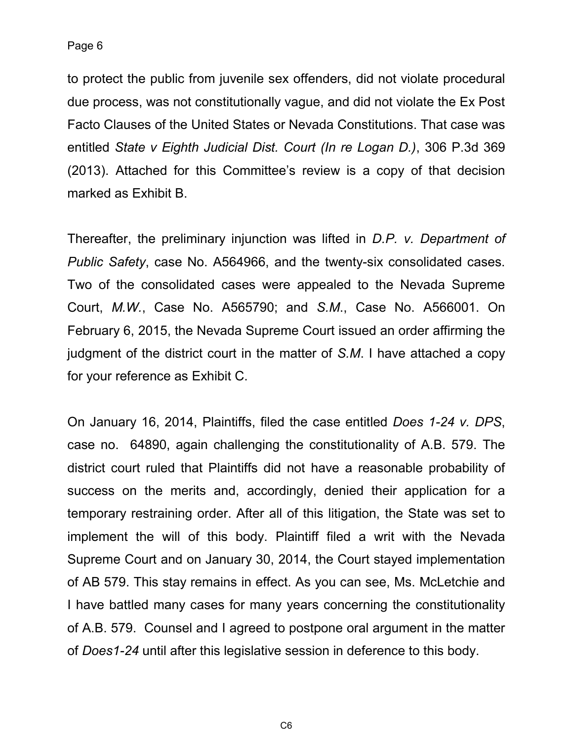to protect the public from juvenile sex offenders, did not violate procedural due process, was not constitutionally vague, and did not violate the Ex Post Facto Clauses of the United States or Nevada Constitutions. That case was entitled *State v Eighth Judicial Dist. Court (In re Logan D.)*, 306 P.3d 369 (2013). Attached for this Committee's review is a copy of that decision marked as Exhibit B.

Thereafter, the preliminary injunction was lifted in *D.P. v. Department of Public Safety*, case No. A564966, and the twenty-six consolidated cases. Two of the consolidated cases were appealed to the Nevada Supreme Court, *M.W.*, Case No. A565790; and *S.M.*, Case No. A566001. On February 6, 2015, the Nevada Supreme Court issued an order affirming the judgment of the district court in the matter of *S.M*. I have attached a copy for your reference as Exhibit C.

On January 16, 2014, Plaintiffs, filed the case entitled *Does 1-24 v. DPS*, case no. 64890, again challenging the constitutionality of A.B. 579. The district court ruled that Plaintiffs did not have a reasonable probability of success on the merits and, accordingly, denied their application for a temporary restraining order. After all of this litigation, the State was set to implement the will of this body. Plaintiff filed a writ with the Nevada Supreme Court and on January 30, 2014, the Court stayed implementation of AB 579. This stay remains in effect. As you can see, Ms. McLetchie and I have battled many cases for many years concerning the constitutionality of A.B. 579. Counsel and I agreed to postpone oral argument in the matter of *Does1-24* until after this legislative session in deference to this body.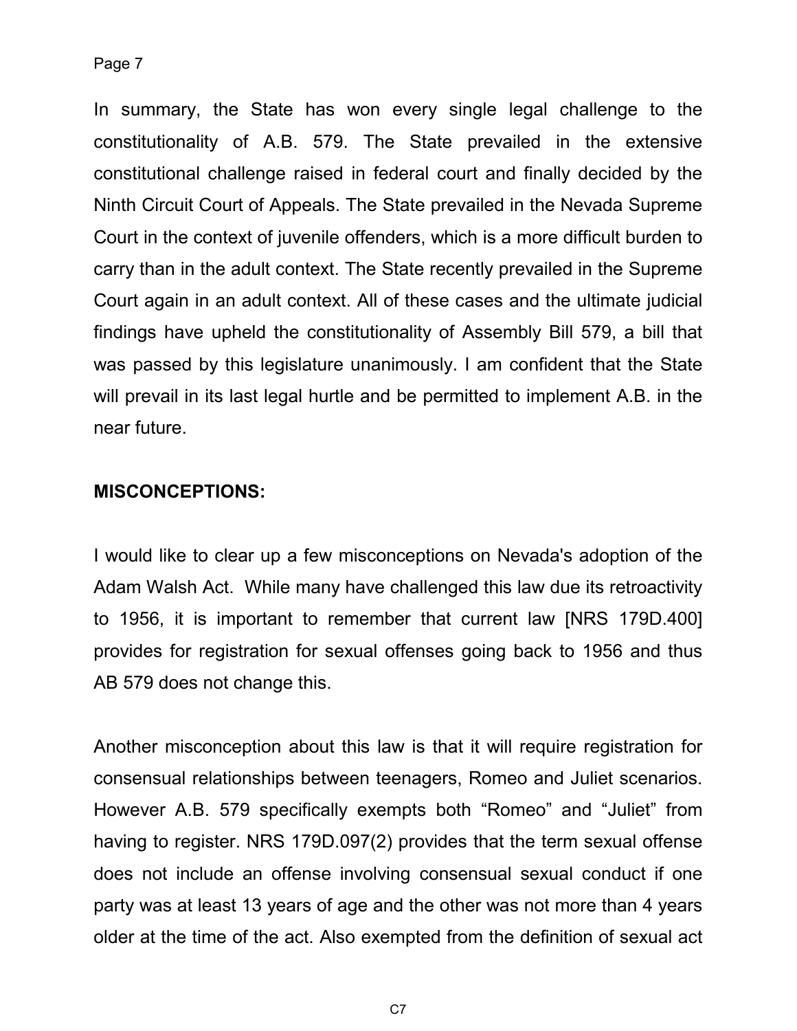In summary, the State has won every single legal challenge to the constitutionality of A.B. 579. The State prevailed in the extensive constitutional challenge raised in federal court and finally decided by the Ninth Circuit Court of Appeals. The State prevailed in the Nevada Supreme Court in the context of juvenile offenders, which is a more difficult burden to carry than in the adult context. The State recently prevailed in the Supreme Court again in an adult context. All of these cases and the ultimate judicial findings have upheld the constitutionality of Assembly Bill 579, a bill that was passed by this legislature unanimously. I am confident that the State will prevail in its last legal hurtle and be permitted to implement A.B. in the near future.

**MISCONCEPTIONS:**

I would like to clear up a few misconceptions on Nevada's adoption of the Adam Walsh Act. While many have challenged this law due its retroactivity to 1956, it is important to remember that current law [NRS 179D.400] provides for registration for sexual offenses going back to 1956 and thus AB 579 does not change this.

Another misconception about this law is that it will require registration for consensual relationships between teenagers, Romeo and Juliet scenarios. However A.B. 579 specifically exempts both "Romeo" and "Juliet" from having to register. NRS 179D.097(2) provides that the term sexual offense does not include an offense involving consensual sexual conduct if one party was at least 13 years of age and the other was not more than 4 years older at the time of the act. Also exempted from the definition of sexual act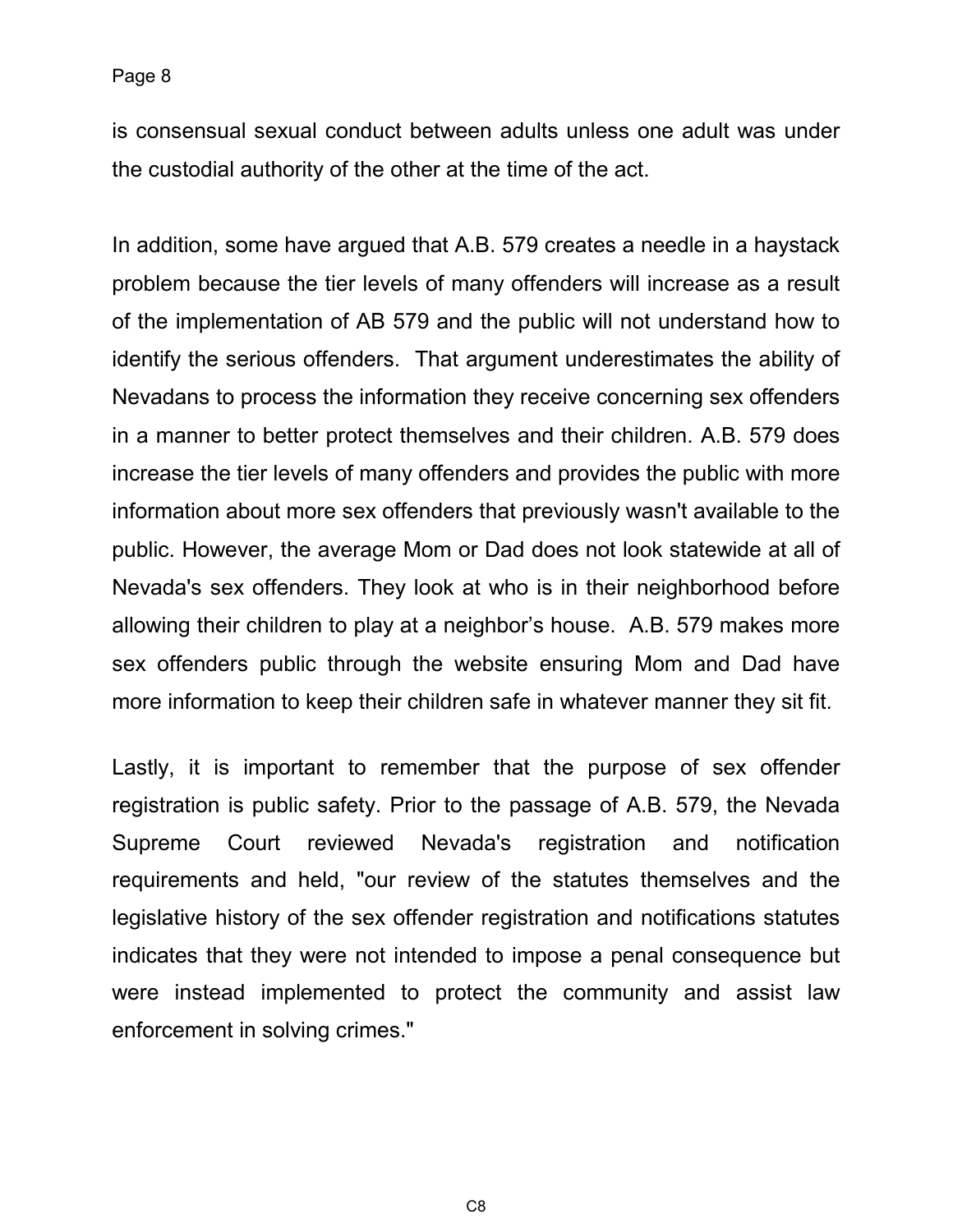is consensual sexual conduct between adults unless one adult was under the custodial authority of the other at the time of the act.

In addition, some have argued that A.B. 579 creates a needle in a haystack problem because the tier levels of many offenders will increase as a result of the implementation of AB 579 and the public will not understand how to identify the serious offenders.  That argument underestimates the ability of Nevadans to process the information they receive concerning sex offenders in a manner to better protect themselves and their children. A.B. 579 does increase the tier levels of many offenders and provides the public with more information about more sex offenders that previously wasn't available to the public. However, the average Mom or Dad does not look statewide at all of Nevada's sex offenders. They look at who is in their neighborhood before allowing their children to play at a neighbor's house.  A.B. 579 makes more sex offenders public through the website ensuring Mom and Dad have more information to keep their children safe in whatever manner they sit fit.

Lastly, it is important to remember that the purpose of sex offender registration is public safety. Prior to the passage of A.B. 579, the Nevada Supreme Court reviewed Nevada's registration and notification requirements and held, "our review of the statutes themselves and the legislative history of the sex offender registration and notifications statutes indicates that they were not intended to impose a penal consequence but were instead implemented to protect the community and assist law enforcement in solving crimes."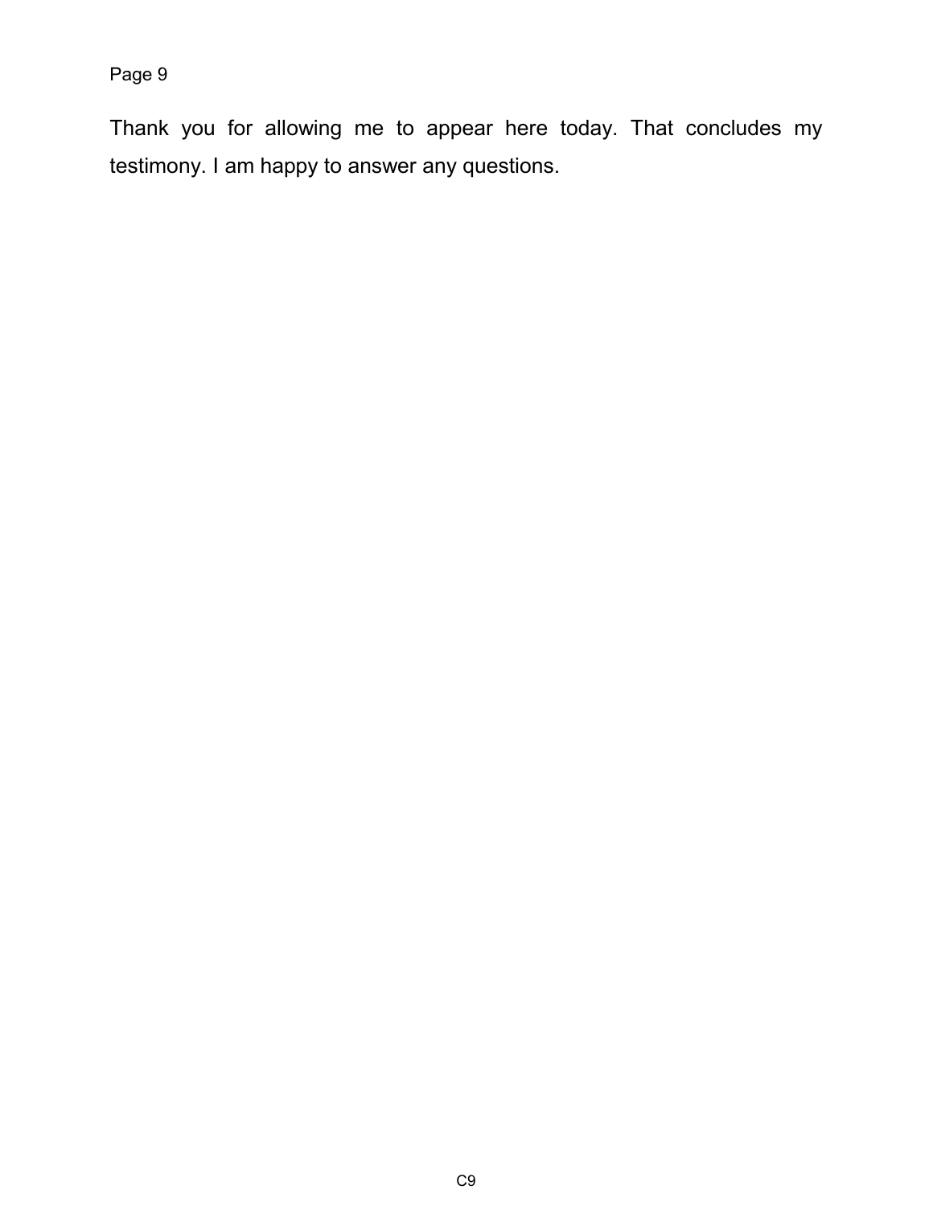Thank you for allowing me to appear here today. That concludes my testimony. I am happy to answer any questions.